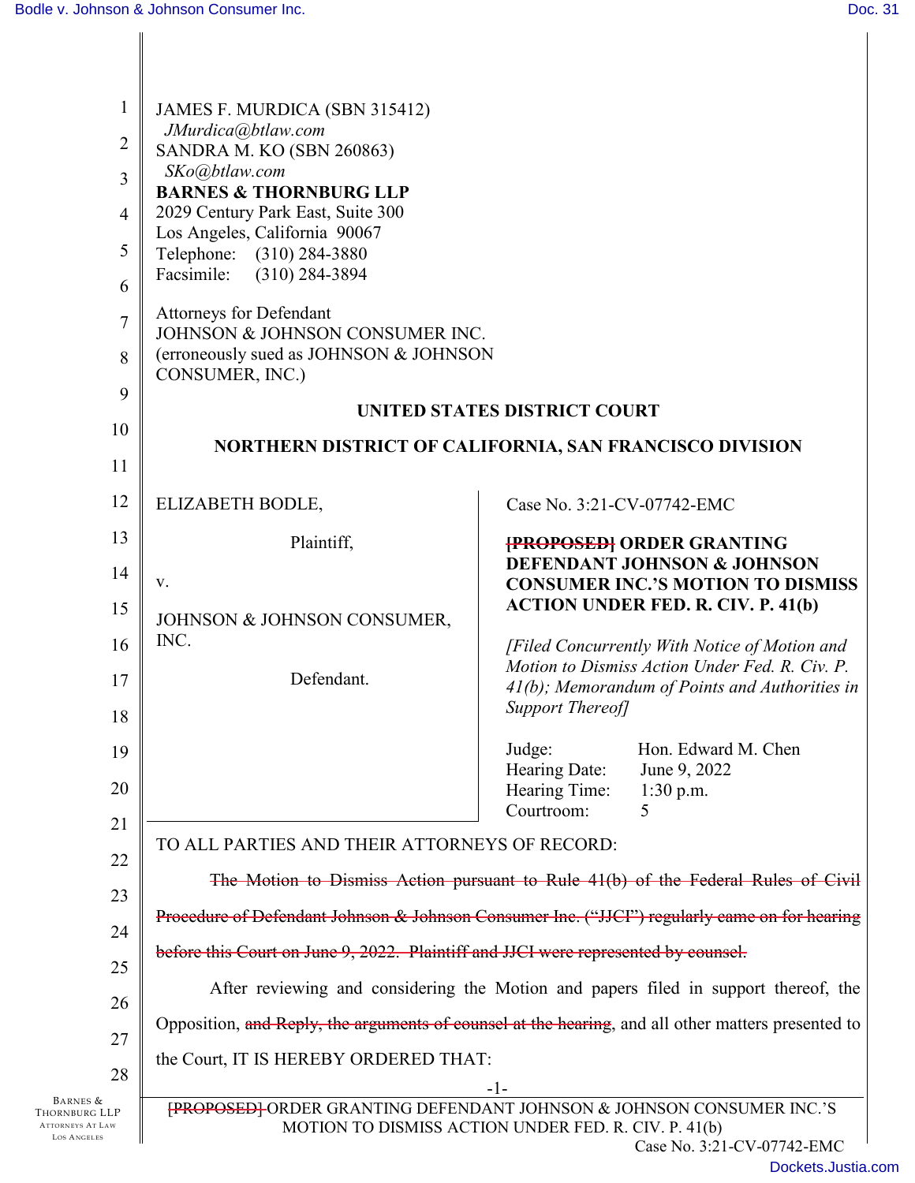JAMES F. MURDICA (SBN 315412)
*JMurdica@btlaw.com*
SANDRA M. KO (SBN 260863)
*SKo@btlaw.com*
**BARNES & THORNBURG LLP**
2029 Century Park East, Suite 300
Los Angeles, California 90067
Telephone: (310) 284-3880
Facsimile: (310) 284-3894

Attorneys for Defendant
JOHNSON & JOHNSON CONSUMER INC.
(erroneously sued as JOHNSON & JOHNSON CONSUMER, INC.)

**UNITED STATES DISTRICT COURT**

**NORTHERN DISTRICT OF CALIFORNIA, SAN FRANCISCO DIVISION**

ELIZABETH BODLE,

Plaintiff,

v.

JOHNSON & JOHNSON CONSUMER, INC.

Defendant.

Case No. 3:21-CV-07742-EMC

**~~[PROPOSED]~~ ORDER GRANTING DEFENDANT JOHNSON & JOHNSON CONSUMER INC.'S MOTION TO DISMISS ACTION UNDER FED. R. CIV. P. 41(b)**

*[Filed Concurrently With Notice of Motion and Motion to Dismiss Action Under Fed. R. Civ. P. 41(b); Memorandum of Points and Authorities in Support Thereof]*

Judge: Hon. Edward M. Chen
Hearing Date: June 9, 2022
Hearing Time: 1:30 p.m.
Courtroom: 5

TO ALL PARTIES AND THEIR ATTORNEYS OF RECORD:

~~The Motion to Dismiss Action pursuant to Rule 41(b) of the Federal Rules of Civil Procedure of Defendant Johnson & Johnson Consumer Inc. ("JJCI") regularly came on for hearing before this Court on June 9, 2022. Plaintiff and JJCI were represented by counsel.~~

After reviewing and considering the Motion and papers filed in support thereof, the Opposition, ~~and Reply, the arguments of counsel at the hearing~~, and all other matters presented to the Court, IT IS HEREBY ORDERED THAT: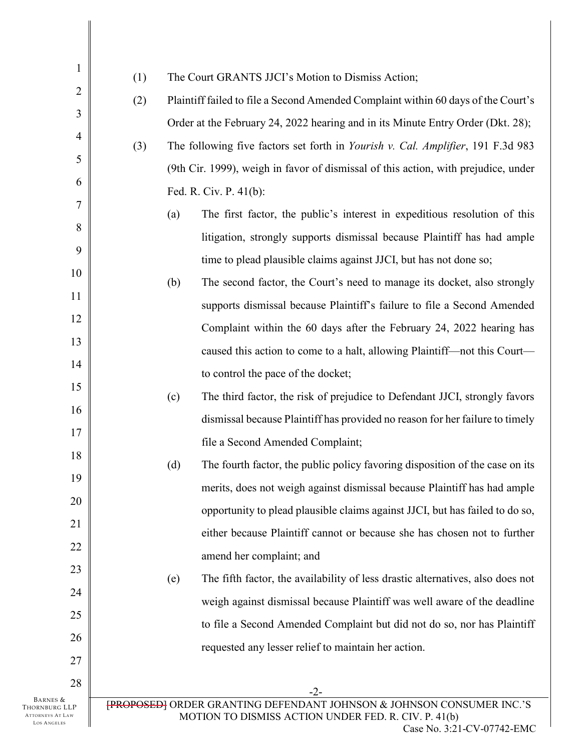(1) The Court GRANTS JJCI's Motion to Dismiss Action;

(2) Plaintiff failed to file a Second Amended Complaint within 60 days of the Court's Order at the February 24, 2022 hearing and in its Minute Entry Order (Dkt. 28);

(3) The following five factors set forth in *Yourish v. Cal. Amplifier*, 191 F.3d 983 (9th Cir. 1999), weigh in favor of dismissal of this action, with prejudice, under Fed. R. Civ. P. 41(b):

   (a) The first factor, the public's interest in expeditious resolution of this litigation, strongly supports dismissal because Plaintiff has had ample time to plead plausible claims against JJCI, but has not done so;

   (b) The second factor, the Court's need to manage its docket, also strongly supports dismissal because Plaintiff's failure to file a Second Amended Complaint within the 60 days after the February 24, 2022 hearing has caused this action to come to a halt, allowing Plaintiff—not this Court—to control the pace of the docket;

   (c) The third factor, the risk of prejudice to Defendant JJCI, strongly favors dismissal because Plaintiff has provided no reason for her failure to timely file a Second Amended Complaint;

   (d) The fourth factor, the public policy favoring disposition of the case on its merits, does not weigh against dismissal because Plaintiff has had ample opportunity to plead plausible claims against JJCI, but has failed to do so, either because Plaintiff cannot or because she has chosen not to further amend her complaint; and

   (e) The fifth factor, the availability of less drastic alternatives, also does not weigh against dismissal because Plaintiff was well aware of the deadline to file a Second Amended Complaint but did not do so, nor has Plaintiff requested any lesser relief to maintain her action.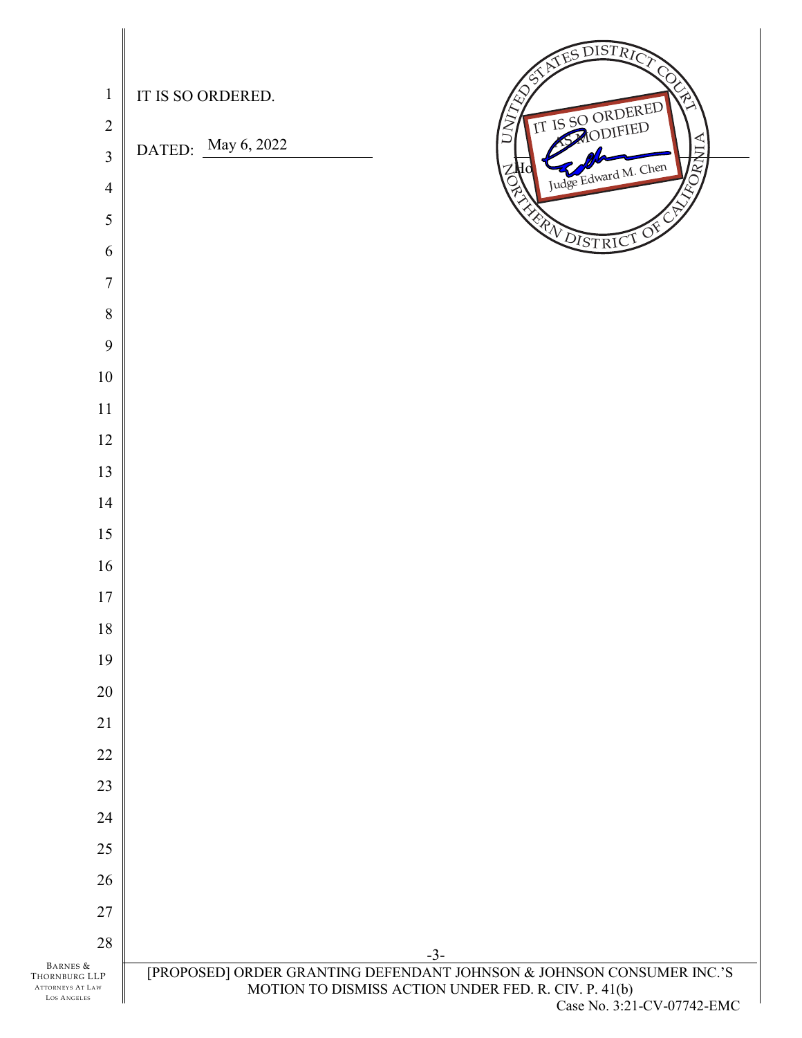IT IS SO ORDERED.

DATED: May 6, 2022

UNITED STATES DISTRICT COURT NORTHERN DISTRICT OF CALIFORNIA

IT IS SO ORDERED AS MODIFIED

Judge Edward M. Chen

Hon

[PROPOSED] ORDER GRANTING DEFENDANT JOHNSON & JOHNSON CONSUMER INC.'S MOTION TO DISMISS ACTION UNDER FED. R. CIV. P. 41(b)

Case No. 3:21-CV-07742-EMC